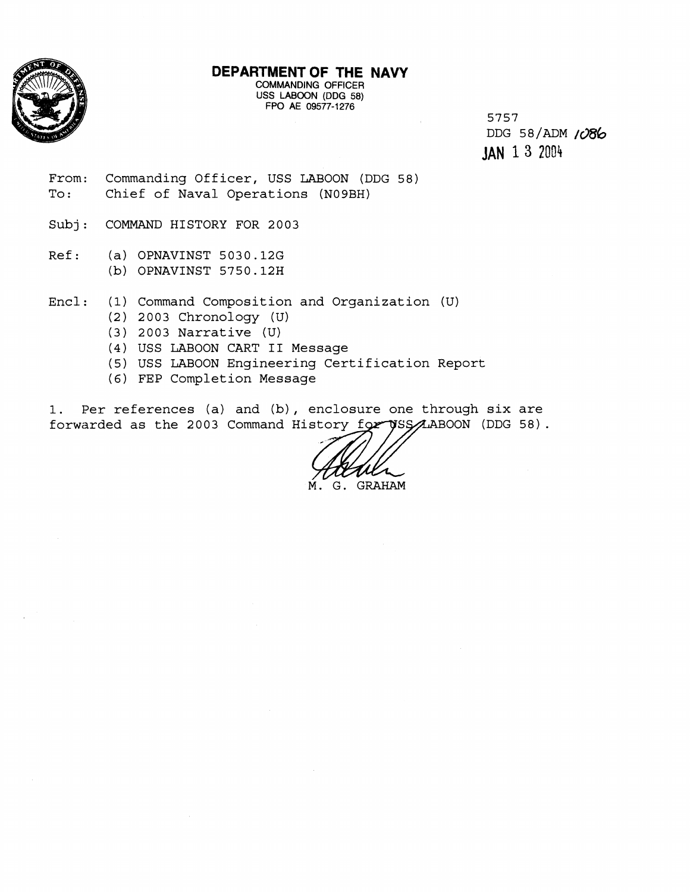# DEPARTMENT OF THE NAVY

COMMANDING OFFICER
USS LABOON (DDG 58)
FPO AE 09577-1276

5757
DDG 58/ADM 1086
JAN 13 2004

From: Commanding Officer, USS LABOON (DDG 58)
To: Chief of Naval Operations (N09BH)

Subj: COMMAND HISTORY FOR 2003

Ref: (a) OPNAVINST 5030.12G
(b) OPNAVINST 5750.12H

Encl: (1) Command Composition and Organization (U)
(2) 2003 Chronology (U)
(3) 2003 Narrative (U)
(4) USS LABOON CART II Message
(5) USS LABOON Engineering Certification Report
(6) FEP Completion Message

1. Per references (a) and (b), enclosure one through six are forwarded as the 2003 Command History for USS LABOON (DDG 58).

M. G. GRAHAM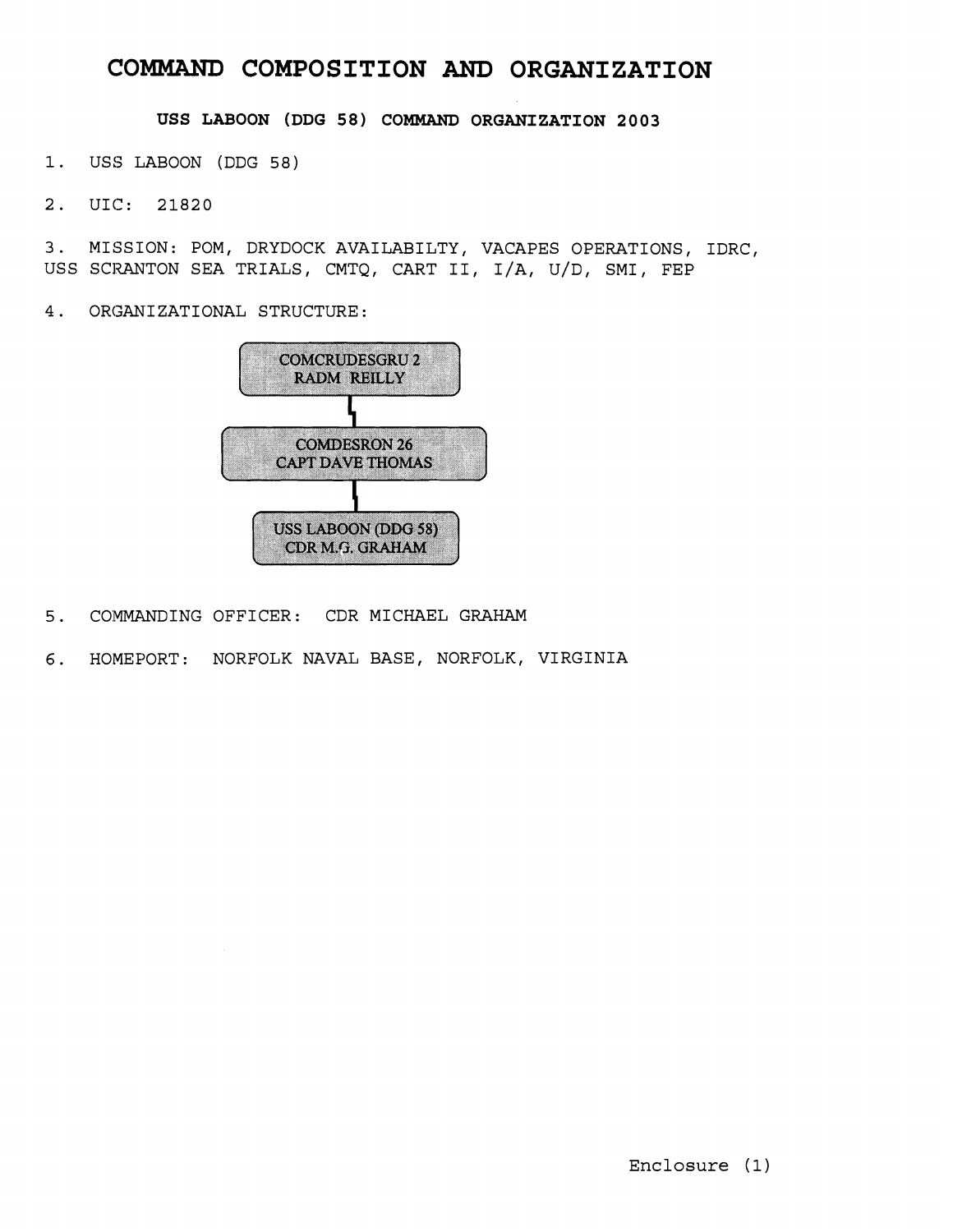# COMMAND COMPOSITION AND ORGANIZATION

### USS LABOON (DDG 58) COMMAND ORGANIZATION 2003

1. USS LABOON (DDG 58)

2. UIC: 21820

3. MISSION: POM, DRYDOCK AVAILABILTY, VACAPES OPERATIONS, IDRC, USS SCRANTON SEA TRIALS, CMTQ, CART II, I/A, U/D, SMI, FEP

4. ORGANIZATIONAL STRUCTURE:

COMCRUDESGRU 2
RADM REILLY

COMDESRON 26
CAPT DAVE THOMAS

USS LABOON (DDG 58)
CDR M.G. GRAHAM

5. COMMANDING OFFICER: CDR MICHAEL GRAHAM

6. HOMEPORT: NORFOLK NAVAL BASE, NORFOLK, VIRGINIA

Enclosure (1)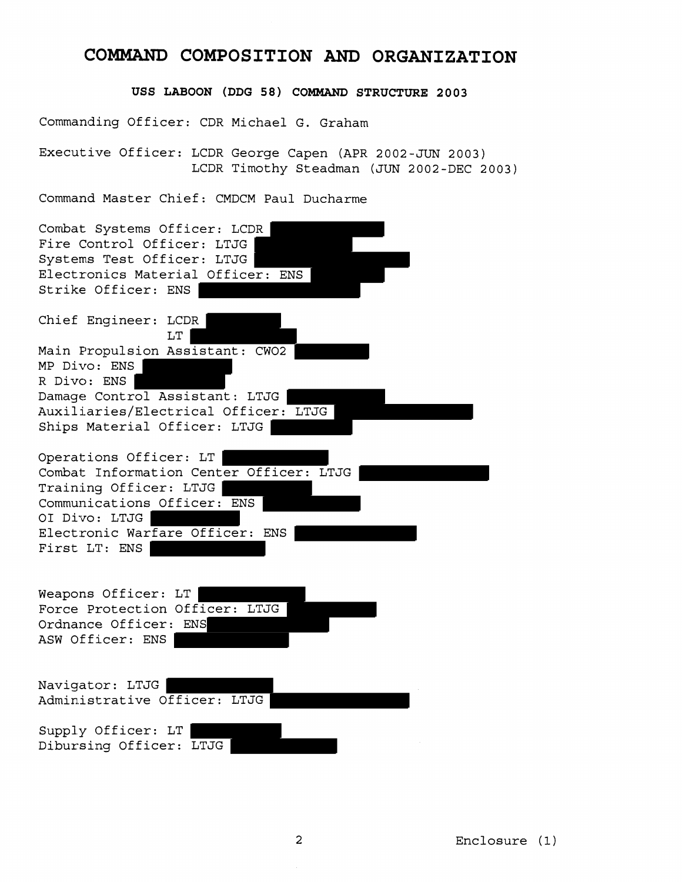# COMMAND COMPOSITION AND ORGANIZATION

### USS LABOON (DDG 58) COMMAND STRUCTURE 2003

Commanding Officer: CDR Michael G. Graham

Executive Officer: LCDR George Capen (APR 2002-JUN 2003)
LCDR Timothy Steadman (JUN 2002-DEC 2003)

Command Master Chief: CMDCM Paul Ducharme

Combat Systems Officer: LCDR
Fire Control Officer: LTJG
Systems Test Officer: LTJG
Electronics Material Officer: ENS
Strike Officer: ENS

Chief Engineer: LCDR
LT
Main Propulsion Assistant: CWO2
MP Divo: ENS
R Divo: ENS
Damage Control Assistant: LTJG
Auxiliaries/Electrical Officer: LTJG
Ships Material Officer: LTJG

Operations Officer: LT
Combat Information Center Officer: LTJG
Training Officer: LTJG
Communications Officer: ENS
OI Divo: LTJG
Electronic Warfare Officer: ENS
First LT: ENS

Weapons Officer: LT
Force Protection Officer: LTJG
Ordnance Officer: ENS
ASW Officer: ENS

Navigator: LTJG
Administrative Officer: LTJG

Supply Officer: LT
Dibursing Officer: LTJG

Enclosure (1)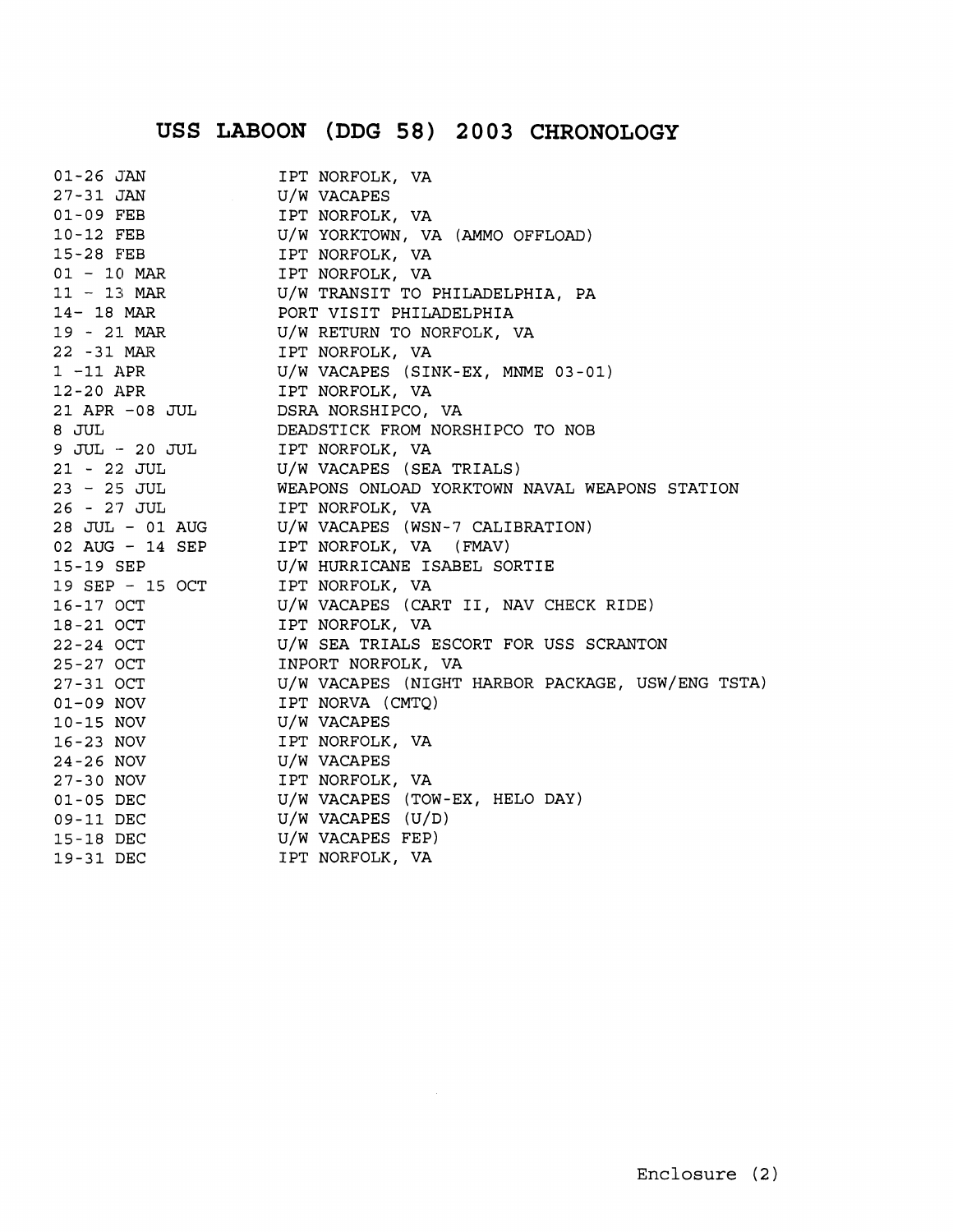# USS LABOON (DDG 58) 2003 CHRONOLOGY

| | |
|---|---|
| 01-26 JAN | IPT NORFOLK, VA |
| 27-31 JAN | U/W VACAPES |
| 01-09 FEB | IPT NORFOLK, VA |
| 10-12 FEB | U/W YORKTOWN, VA (AMMO OFFLOAD) |
| 15-28 FEB | IPT NORFOLK, VA |
| 01 - 10 MAR | IPT NORFOLK, VA |
| 11 - 13 MAR | U/W TRANSIT TO PHILADELPHIA, PA |
| 14- 18 MAR | PORT VISIT PHILADELPHIA |
| 19 - 21 MAR | U/W RETURN TO NORFOLK, VA |
| 22 -31 MAR | IPT NORFOLK, VA |
| 1 -11 APR | U/W VACAPES (SINK-EX, MNME 03-01) |
| 12-20 APR | IPT NORFOLK, VA |
| 21 APR -08 JUL | DSRA NORSHIPCO, VA |
| 8 JUL | DEADSTICK FROM NORSHIPCO TO NOB |
| 9 JUL - 20 JUL | IPT NORFOLK, VA |
| 21 - 22 JUL | U/W VACAPES (SEA TRIALS) |
| 23 - 25 JUL | WEAPONS ONLOAD YORKTOWN NAVAL WEAPONS STATION |
| 26 - 27 JUL | IPT NORFOLK, VA |
| 28 JUL - 01 AUG | U/W VACAPES (WSN-7 CALIBRATION) |
| 02 AUG - 14 SEP | IPT NORFOLK, VA (FMAV) |
| 15-19 SEP | U/W HURRICANE ISABEL SORTIE |
| 19 SEP - 15 OCT | IPT NORFOLK, VA |
| 16-17 OCT | U/W VACAPES (CART II, NAV CHECK RIDE) |
| 18-21 OCT | IPT NORFOLK, VA |
| 22-24 OCT | U/W SEA TRIALS ESCORT FOR USS SCRANTON |
| 25-27 OCT | INPORT NORFOLK, VA |
| 27-31 OCT | U/W VACAPES (NIGHT HARBOR PACKAGE, USW/ENG TSTA) |
| 01-09 NOV | IPT NORVA (CMTQ) |
| 10-15 NOV | U/W VACAPES |
| 16-23 NOV | IPT NORFOLK, VA |
| 24-26 NOV | U/W VACAPES |
| 27-30 NOV | IPT NORFOLK, VA |
| 01-05 DEC | U/W VACAPES (TOW-EX, HELO DAY) |
| 09-11 DEC | U/W VACAPES (U/D) |
| 15-18 DEC | U/W VACAPES FEP) |
| 19-31 DEC | IPT NORFOLK, VA |

Enclosure (2)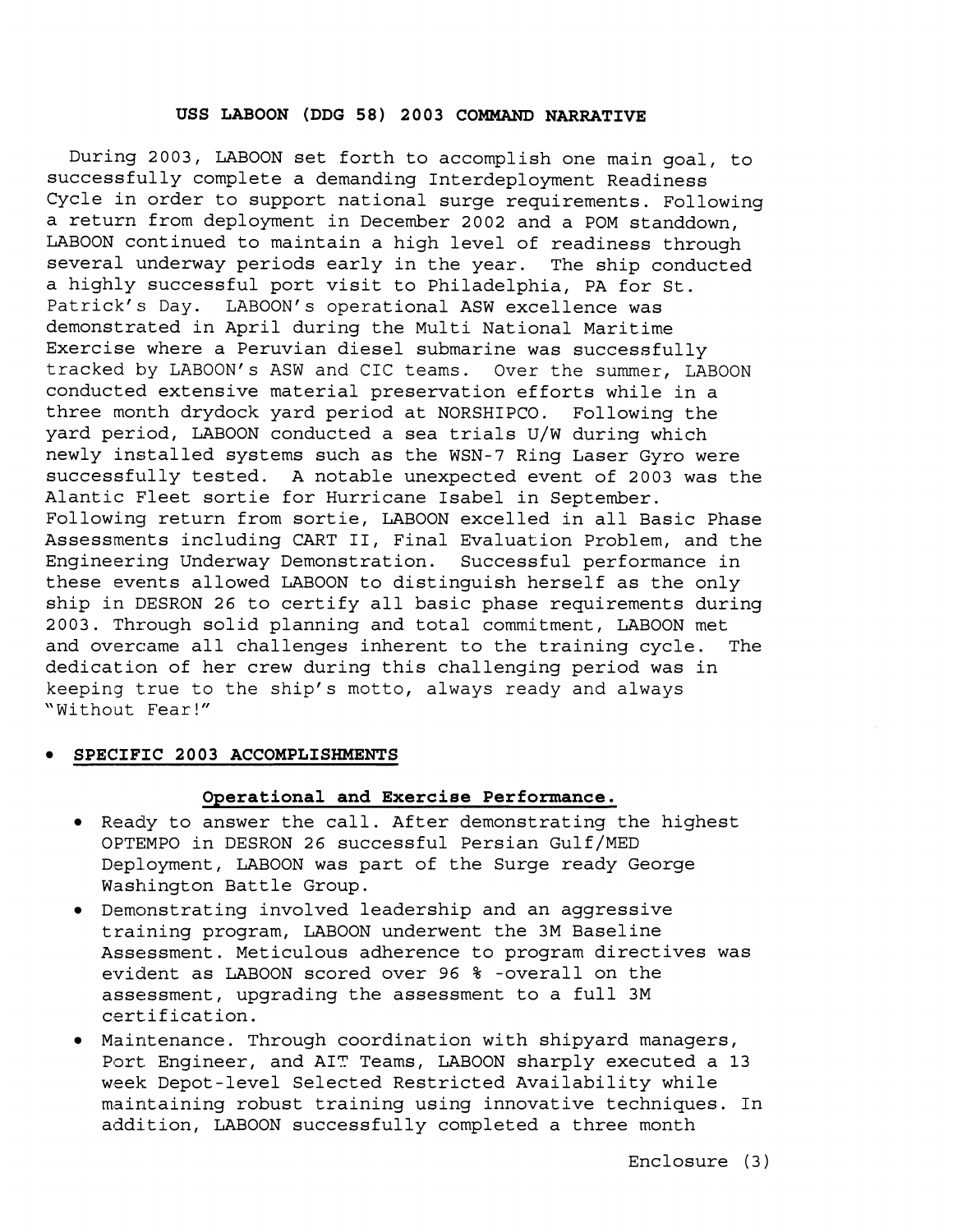## USS LABOON (DDG 58) 2003 COMMAND NARRATIVE

During 2003, LABOON set forth to accomplish one main goal, to successfully complete a demanding Interdeployment Readiness Cycle in order to support national surge requirements. Following a return from deployment in December 2002 and a POM standdown, LABOON continued to maintain a high level of readiness through several underway periods early in the year. The ship conducted a highly successful port visit to Philadelphia, PA for St. Patrick's Day. LABOON's operational ASW excellence was demonstrated in April during the Multi National Maritime Exercise where a Peruvian diesel submarine was successfully tracked by LABOON's ASW and CIC teams. Over the summer, LABOON conducted extensive material preservation efforts while in a three month drydock yard period at NORSHIPCO. Following the yard period, LABOON conducted a sea trials U/W during which newly installed systems such as the WSN-7 Ring Laser Gyro were successfully tested. A notable unexpected event of 2003 was the Alantic Fleet sortie for Hurricane Isabel in September. Following return from sortie, LABOON excelled in all Basic Phase Assessments including CART II, Final Evaluation Problem, and the Engineering Underway Demonstration. Successful performance in these events allowed LABOON to distinguish herself as the only ship in DESRON 26 to certify all basic phase requirements during 2003. Through solid planning and total commitment, LABOON met and overcame all challenges inherent to the training cycle. The dedication of her crew during this challenging period was in keeping true to the ship's motto, always ready and always "Without Fear!"

- **SPECIFIC 2003 ACCOMPLISHMENTS**

### Operational and Exercise Performance.

- Ready to answer the call. After demonstrating the highest OPTEMPO in DESRON 26 successful Persian Gulf/MED Deployment, LABOON was part of the Surge ready George Washington Battle Group.
- Demonstrating involved leadership and an aggressive training program, LABOON underwent the 3M Baseline Assessment. Meticulous adherence to program directives was evident as LABOON scored over 96 % -overall on the assessment, upgrading the assessment to a full 3M certification.
- Maintenance. Through coordination with shipyard managers, Port Engineer, and AIT Teams, LABOON sharply executed a 13 week Depot-level Selected Restricted Availability while maintaining robust training using innovative techniques. In addition, LABOON successfully completed a three month

Enclosure (3)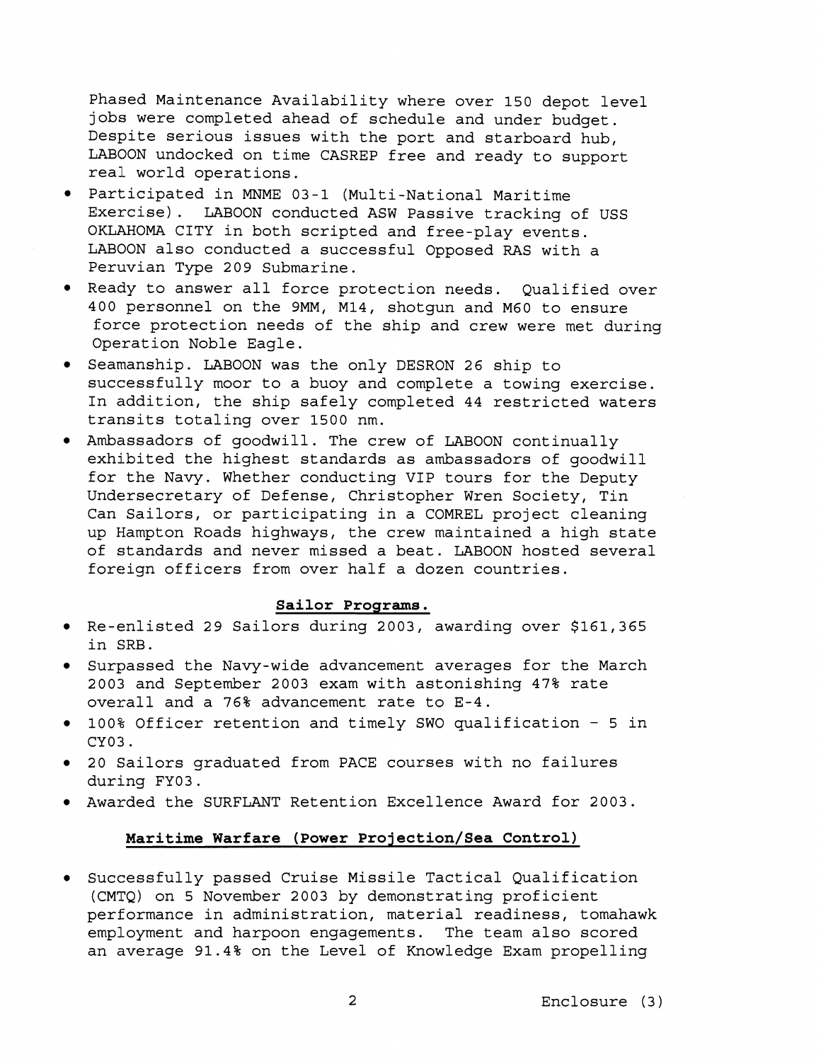Phased Maintenance Availability where over 150 depot level jobs were completed ahead of schedule and under budget. Despite serious issues with the port and starboard hub, LABOON undocked on time CASREP free and ready to support real world operations.

- Participated in MNME 03-1 (Multi-National Maritime Exercise). LABOON conducted ASW Passive tracking of USS OKLAHOMA CITY in both scripted and free-play events. LABOON also conducted a successful Opposed RAS with a Peruvian Type 209 Submarine.
- Ready to answer all force protection needs. Qualified over 400 personnel on the 9MM, M14, shotgun and M60 to ensure force protection needs of the ship and crew were met during Operation Noble Eagle.
- Seamanship. LABOON was the only DESRON 26 ship to successfully moor to a buoy and complete a towing exercise. In addition, the ship safely completed 44 restricted waters transits totaling over 1500 nm.
- Ambassadors of goodwill. The crew of LABOON continually exhibited the highest standards as ambassadors of goodwill for the Navy. Whether conducting VIP tours for the Deputy Undersecretary of Defense, Christopher Wren Society, Tin Can Sailors, or participating in a COMREL project cleaning up Hampton Roads highways, the crew maintained a high state of standards and never missed a beat. LABOON hosted several foreign officers from over half a dozen countries.

**Sailor Programs.**

- Re-enlisted 29 Sailors during 2003, awarding over $161,365 in SRB.
- Surpassed the Navy-wide advancement averages for the March 2003 and September 2003 exam with astonishing 47% rate overall and a 76% advancement rate to E-4.
- 100% Officer retention and timely SWO qualification - 5 in CY03.
- 20 Sailors graduated from PACE courses with no failures during FY03.
- Awarded the SURFLANT Retention Excellence Award for 2003.

**Maritime Warfare (Power Projection/Sea Control)**

- Successfully passed Cruise Missile Tactical Qualification (CMTQ) on 5 November 2003 by demonstrating proficient performance in administration, material readiness, tomahawk employment and harpoon engagements. The team also scored an average 91.4% on the Level of Knowledge Exam propelling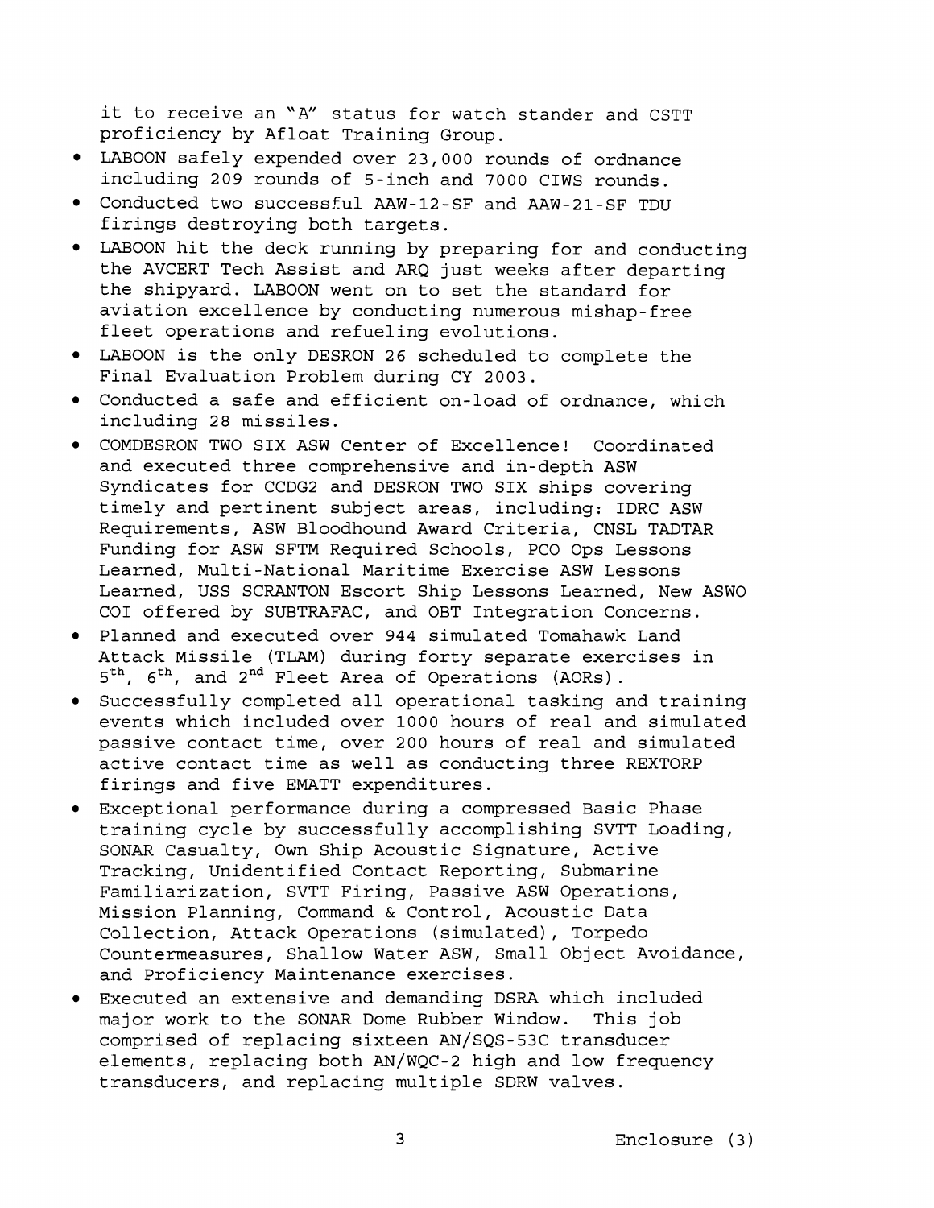it to receive an "A" status for watch stander and CSTT proficiency by Afloat Training Group.

- LABOON safely expended over 23,000 rounds of ordnance including 209 rounds of 5-inch and 7000 CIWS rounds.
- Conducted two successful AAW-12-SF and AAW-21-SF TDU firings destroying both targets.
- LABOON hit the deck running by preparing for and conducting the AVCERT Tech Assist and ARQ just weeks after departing the shipyard. LABOON went on to set the standard for aviation excellence by conducting numerous mishap-free fleet operations and refueling evolutions.
- LABOON is the only DESRON 26 scheduled to complete the Final Evaluation Problem during CY 2003.
- Conducted a safe and efficient on-load of ordnance, which including 28 missiles.
- COMDESRON TWO SIX ASW Center of Excellence! Coordinated and executed three comprehensive and in-depth ASW Syndicates for CCDG2 and DESRON TWO SIX ships covering timely and pertinent subject areas, including: IDRC ASW Requirements, ASW Bloodhound Award Criteria, CNSL TADTAR Funding for ASW SFTM Required Schools, PCO Ops Lessons Learned, Multi-National Maritime Exercise ASW Lessons Learned, USS SCRANTON Escort Ship Lessons Learned, New ASWO COI offered by SUBTRAFAC, and OBT Integration Concerns.
- Planned and executed over 944 simulated Tomahawk Land Attack Missile (TLAM) during forty separate exercises in 5th, 6th, and 2nd Fleet Area of Operations (AORs).
- Successfully completed all operational tasking and training events which included over 1000 hours of real and simulated passive contact time, over 200 hours of real and simulated active contact time as well as conducting three REXTORP firings and five EMATT expenditures.
- Exceptional performance during a compressed Basic Phase training cycle by successfully accomplishing SVTT Loading, SONAR Casualty, Own Ship Acoustic Signature, Active Tracking, Unidentified Contact Reporting, Submarine Familiarization, SVTT Firing, Passive ASW Operations, Mission Planning, Command & Control, Acoustic Data Collection, Attack Operations (simulated), Torpedo Countermeasures, Shallow Water ASW, Small Object Avoidance, and Proficiency Maintenance exercises.
- Executed an extensive and demanding DSRA which included major work to the SONAR Dome Rubber Window. This job comprised of replacing sixteen AN/SQS-53C transducer elements, replacing both AN/WQC-2 high and low frequency transducers, and replacing multiple SDRW valves.

Enclosure (3)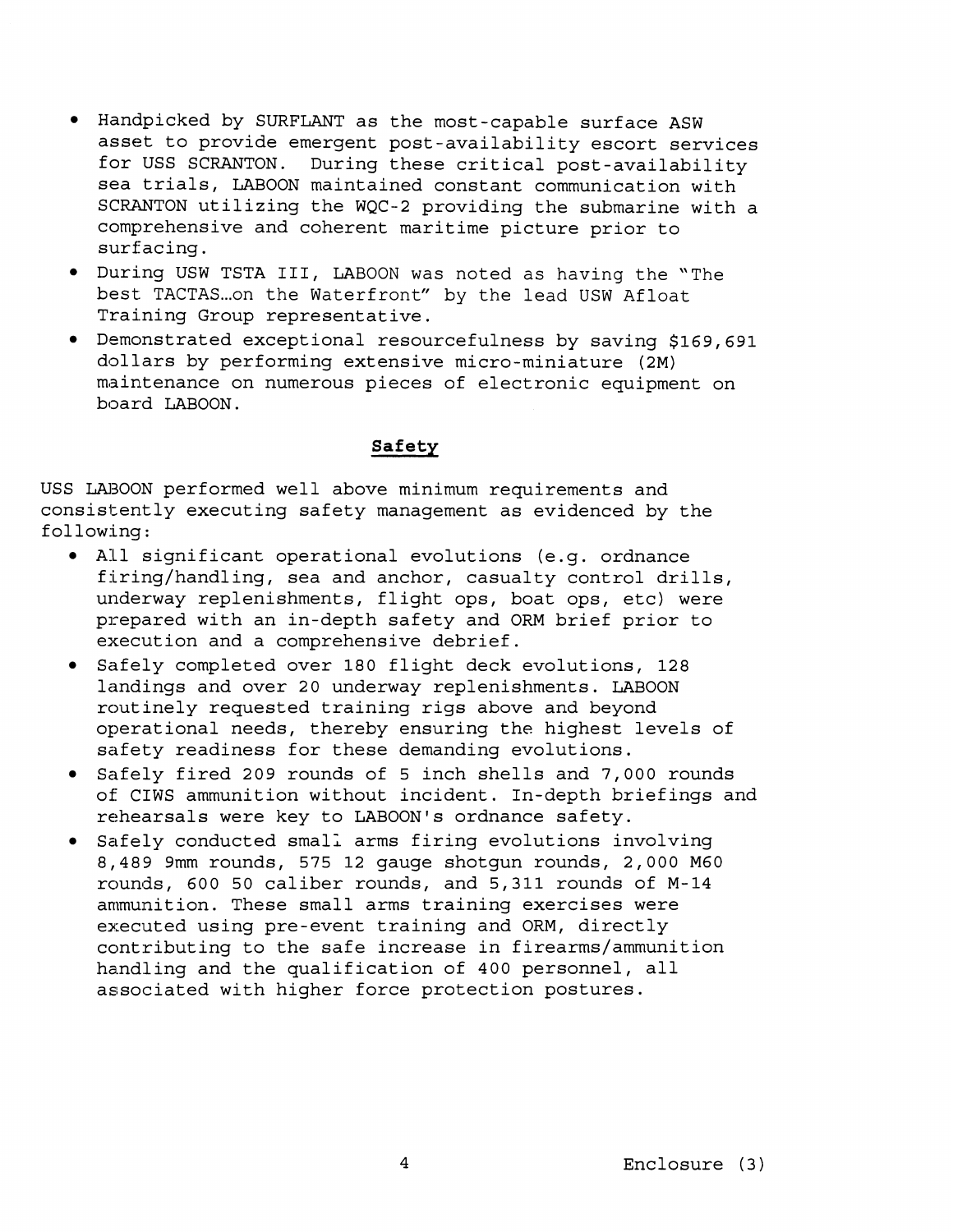- Handpicked by SURFLANT as the most-capable surface ASW asset to provide emergent post-availability escort services for USS SCRANTON. During these critical post-availability sea trials, LABOON maintained constant communication with SCRANTON utilizing the WQC-2 providing the submarine with a comprehensive and coherent maritime picture prior to surfacing.
- During USW TSTA III, LABOON was noted as having the "The best TACTAS…on the Waterfront" by the lead USW Afloat Training Group representative.
- Demonstrated exceptional resourcefulness by saving $169,691 dollars by performing extensive micro-miniature (2M) maintenance on numerous pieces of electronic equipment on board LABOON.

## Safety

USS LABOON performed well above minimum requirements and consistently executing safety management as evidenced by the following:

- All significant operational evolutions (e.g. ordnance firing/handling, sea and anchor, casualty control drills, underway replenishments, flight ops, boat ops, etc) were prepared with an in-depth safety and ORM brief prior to execution and a comprehensive debrief.
- Safely completed over 180 flight deck evolutions, 128 landings and over 20 underway replenishments. LABOON routinely requested training rigs above and beyond operational needs, thereby ensuring the highest levels of safety readiness for these demanding evolutions.
- Safely fired 209 rounds of 5 inch shells and 7,000 rounds of CIWS ammunition without incident. In-depth briefings and rehearsals were key to LABOON's ordnance safety.
- Safely conducted small arms firing evolutions involving 8,489 9mm rounds, 575 12 gauge shotgun rounds, 2,000 M60 rounds, 600 50 caliber rounds, and 5,311 rounds of M-14 ammunition. These small arms training exercises were executed using pre-event training and ORM, directly contributing to the safe increase in firearms/ammunition handling and the qualification of 400 personnel, all associated with higher force protection postures.

Enclosure (3)